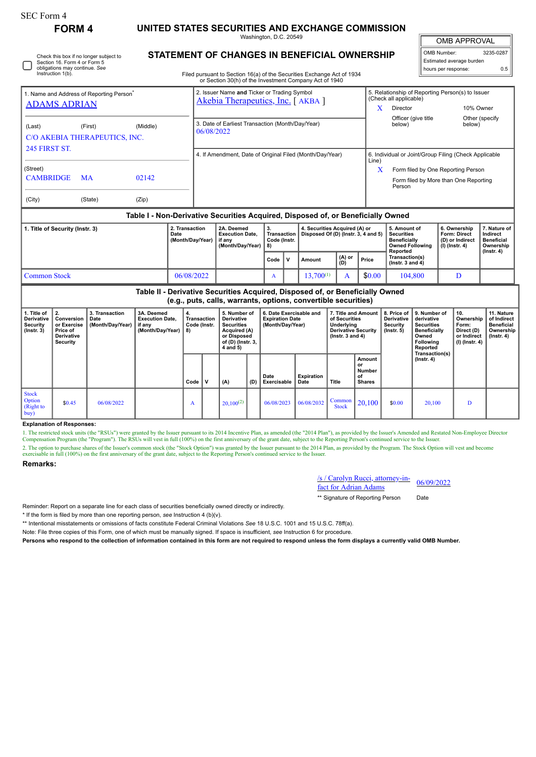SEC Form 4

# FORM 4

## UNITED STATES SECURITIES AND EXCHANGE COMMISSION

Washington, D.C. 20549

## STATEMENT OF CHANGES IN BENEFICIAL OWNERSHIP

Filed pursuant to Section 16(a) of the Securities Exchange Act of 1934 or Section 30(h) of the Investment Company Act of 1940

| OMB APPROVAL | |
|---|---|
| OMB Number: | 3235-0287 |
| Estimated average burden | |
| hours per response: | 0.5 |

☐ Check this box if no longer subject to Section 16. Form 4 or Form 5 obligations may continue. *See* Instruction 1(b).

1. Name and Address of Reporting Person*
ADAMS ADRIAN

(Last) (First) (Middle)
C/O AKEBIA THERAPEUTICS, INC.
245 FIRST ST.

(Street)
CAMBRIDGE MA 02142

(City) (State) (Zip)

2. Issuer Name **and** Ticker or Trading Symbol
Akebia Therapeutics, Inc. [ AKBA ]

3. Date of Earliest Transaction (Month/Day/Year)
06/08/2022

4. If Amendment, Date of Original Filed (Month/Day/Year)

5. Relationship of Reporting Person(s) to Issuer (Check all applicable)
X Director
10% Owner
Officer (give title below)
Other (specify below)

6. Individual or Joint/Group Filing (Check Applicable Line)
X Form filed by One Reporting Person
Form filed by More than One Reporting Person

### Table I - Non-Derivative Securities Acquired, Disposed of, or Beneficially Owned

| 1. Title of Security (Instr. 3) | 2. Transaction Date (Month/Day/Year) | 2A. Deemed Execution Date, if any (Month/Day/Year) | 3. Transaction Code (Instr. 8) | | 4. Securities Acquired (A) or Disposed Of (D) (Instr. 3, 4 and 5) | | | 5. Amount of Securities Beneficially Owned Following Reported Transaction(s) (Instr. 3 and 4) | 6. Ownership Form: Direct (D) or Indirect (I) (Instr. 4) | 7. Nature of Indirect Beneficial Ownership (Instr. 4) |
|---|---|---|---|---|---|---|---|---|---|---|
| | | | Code | V | Amount | (A) or (D) | Price | | | |
| Common Stock | 06/08/2022 | | A | | 13,700[(1)] | A | $0.00 | 104,800 | D | |

### Table II - Derivative Securities Acquired, Disposed of, or Beneficially Owned (e.g., puts, calls, warrants, options, convertible securities)

| 1. Title of Derivative Security (Instr. 3) | 2. Conversion or Exercise Price of Derivative Security | 3. Transaction Date (Month/Day/Year) | 3A. Deemed Execution Date, if any (Month/Day/Year) | 4. Transaction Code (Instr. 8) | | 5. Number of Derivative Securities Acquired (A) or Disposed of (D) (Instr. 3, 4 and 5) | | 6. Date Exercisable and Expiration Date (Month/Day/Year) | | 7. Title and Amount of Securities Underlying Derivative Security (Instr. 3 and 4) | | 8. Price of Derivative Security (Instr. 5) | 9. Number of derivative Securities Beneficially Owned Following Reported Transaction(s) (Instr. 4) | 10. Ownership Form: Direct (D) or Indirect (I) (Instr. 4) | 11. Nature of Indirect Beneficial Ownership (Instr. 4) |
|---|---|---|---|---|---|---|---|---|---|---|---|---|---|---|---|
| | | | | Code | V | (A) | (D) | Date Exercisable | Expiration Date | Title | Amount or Number of Shares | | | | |
| Stock Option (Right to buy) | $0.45 | 06/08/2022 | | A | | 20,100[(2)] | | 06/08/2023 | 06/08/2032 | Common Stock | 20,100 | $0.00 | 20,100 | D | |

**Explanation of Responses:**

1. The restricted stock units (the "RSUs") were granted by the Issuer pursuant to its 2014 Incentive Plan, as amended (the "2014 Plan"), as provided by the Issuer's Amended and Restated Non-Employee Director Compensation Program (the "Program"). The RSUs will vest in full (100%) on the first anniversary of the grant date, subject to the Reporting Person's continued service to the Issuer.

2. The option to purchase shares of the Issuer's common stock (the "Stock Option") was granted by the Issuer pursuant to the 2014 Plan, as provided by the Program. The Stock Option will vest and become exercisable in full (100%) on the first anniversary of the grant date, subject to the Reporting Person's continued service to the Issuer.

**Remarks:**

/s / Carolyn Rucci, attorney-in-fact for Adrian Adams — 06/09/2022

** Signature of Reporting Person — Date

Reminder: Report on a separate line for each class of securities beneficially owned directly or indirectly.

* If the form is filed by more than one reporting person, *see* Instruction 4 (b)(v).

** Intentional misstatements or omissions of facts constitute Federal Criminal Violations *See* 18 U.S.C. 1001 and 15 U.S.C. 78ff(a).

Note: File three copies of this Form, one of which must be manually signed. If space is insufficient, *see* Instruction 6 for procedure.

**Persons who respond to the collection of information contained in this form are not required to respond unless the form displays a currently valid OMB Number.**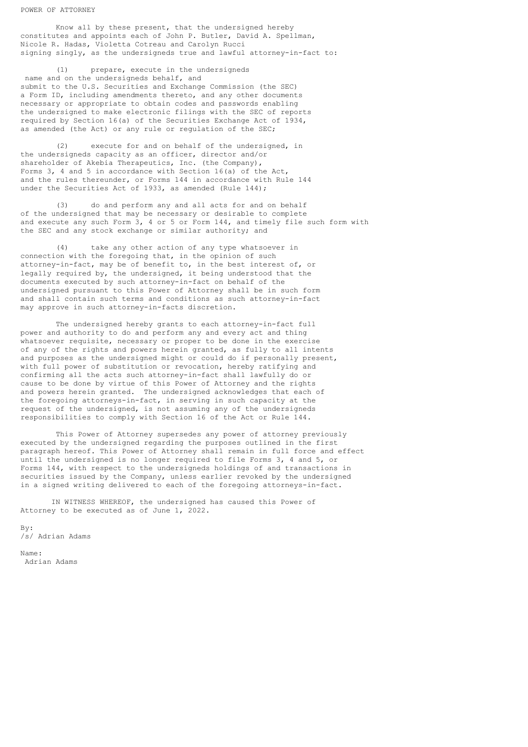POWER OF ATTORNEY

Know all by these present, that the undersigned hereby constitutes and appoints each of John P. Butler, David A. Spellman, Nicole R. Hadas, Violetta Cotreau and Carolyn Rucci signing singly, as the undersigneds true and lawful attorney-in-fact to:

(1) prepare, execute in the undersigneds name and on the undersigneds behalf, and submit to the U.S. Securities and Exchange Commission (the SEC) a Form ID, including amendments thereto, and any other documents necessary or appropriate to obtain codes and passwords enabling the undersigned to make electronic filings with the SEC of reports required by Section 16(a) of the Securities Exchange Act of 1934, as amended (the Act) or any rule or regulation of the SEC;

(2) execute for and on behalf of the undersigned, in the undersigneds capacity as an officer, director and/or shareholder of Akebia Therapeutics, Inc. (the Company), Forms 3, 4 and 5 in accordance with Section 16(a) of the Act, and the rules thereunder, or Forms 144 in accordance with Rule 144 under the Securities Act of 1933, as amended (Rule 144);

(3) do and perform any and all acts for and on behalf of the undersigned that may be necessary or desirable to complete and execute any such Form 3, 4 or 5 or Form 144, and timely file such form with the SEC and any stock exchange or similar authority; and

(4) take any other action of any type whatsoever in connection with the foregoing that, in the opinion of such attorney-in-fact, may be of benefit to, in the best interest of, or legally required by, the undersigned, it being understood that the documents executed by such attorney-in-fact on behalf of the undersigned pursuant to this Power of Attorney shall be in such form and shall contain such terms and conditions as such attorney-in-fact may approve in such attorney-in-facts discretion.

The undersigned hereby grants to each attorney-in-fact full power and authority to do and perform any and every act and thing whatsoever requisite, necessary or proper to be done in the exercise of any of the rights and powers herein granted, as fully to all intents and purposes as the undersigned might or could do if personally present, with full power of substitution or revocation, hereby ratifying and confirming all the acts such attorney-in-fact shall lawfully do or cause to be done by virtue of this Power of Attorney and the rights and powers herein granted. The undersigned acknowledges that each of the foregoing attorneys-in-fact, in serving in such capacity at the request of the undersigned, is not assuming any of the undersigneds responsibilities to comply with Section 16 of the Act or Rule 144.

This Power of Attorney supersedes any power of attorney previously executed by the undersigned regarding the purposes outlined in the first paragraph hereof. This Power of Attorney shall remain in full force and effect until the undersigned is no longer required to file Forms 3, 4 and 5, or Forms 144, with respect to the undersigneds holdings of and transactions in securities issued by the Company, unless earlier revoked by the undersigned in a signed writing delivered to each of the foregoing attorneys-in-fact.

IN WITNESS WHEREOF, the undersigned has caused this Power of Attorney to be executed as of June 1, 2022.

By:
/s/ Adrian Adams

Name:
Adrian Adams